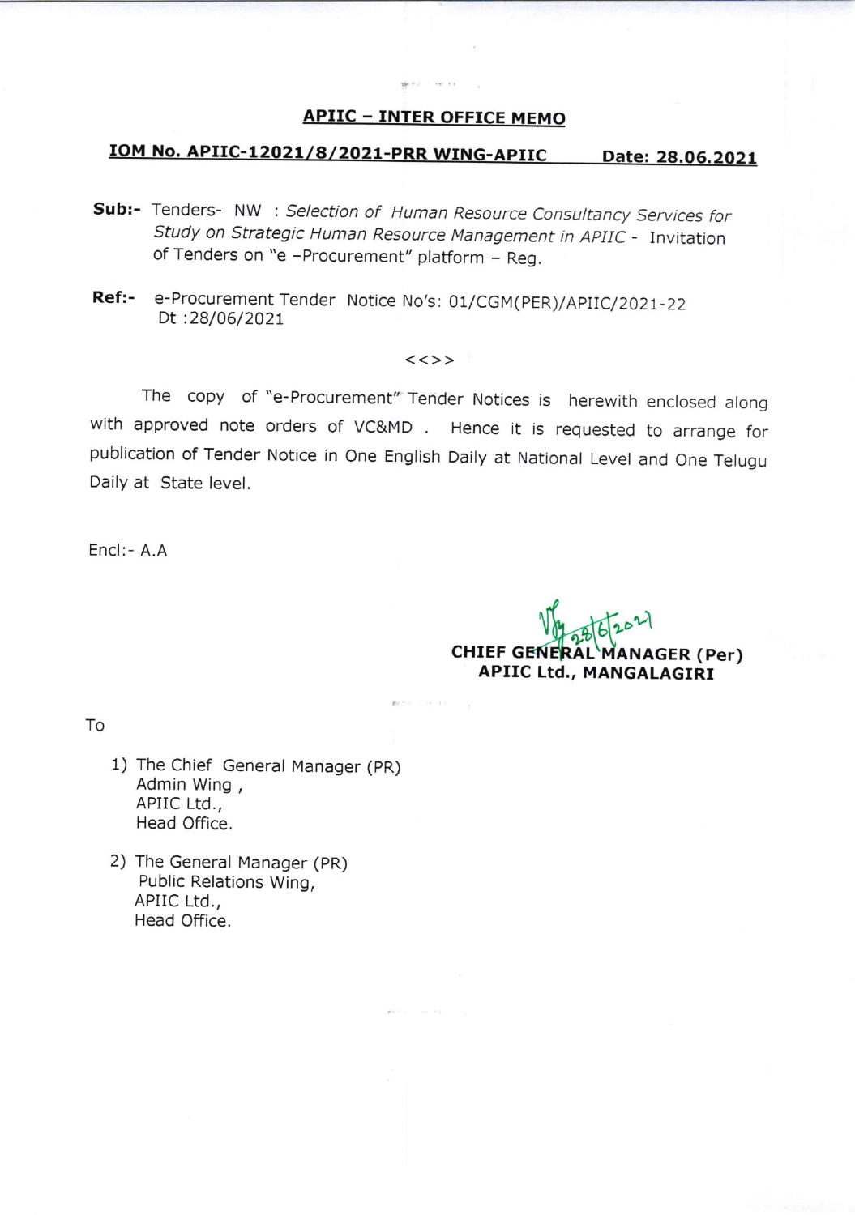## APIIC – INTER OFFICE MEMO

**IOM No. APIIC-12021/8/2021-PRR WING-APIIC    Date: 28.06.2021**

**Sub:-** Tenders- NW : *Selection of Human Resource Consultancy Services for Study on Strategic Human Resource Management in APIIC* - Invitation of Tenders on "e –Procurement" platform – Reg.

**Ref:-** e-Procurement Tender Notice No's: 01/CGM(PER)/APIIC/2021-22 Dt :28/06/2021

<<>>

The copy of "e-Procurement" Tender Notices is herewith enclosed along with approved note orders of VC&MD . Hence it is requested to arrange for publication of Tender Notice in One English Daily at National Level and One Telugu Daily at State level.

Encl:- A.A

28/6/2021

**CHIEF GENERAL MANAGER (Per)**
**APIIC Ltd., MANGALAGIRI**

To

1) The Chief General Manager (PR)
   Admin Wing ,
   APIIC Ltd.,
   Head Office.

2) The General Manager (PR)
   Public Relations Wing,
   APIIC Ltd.,
   Head Office.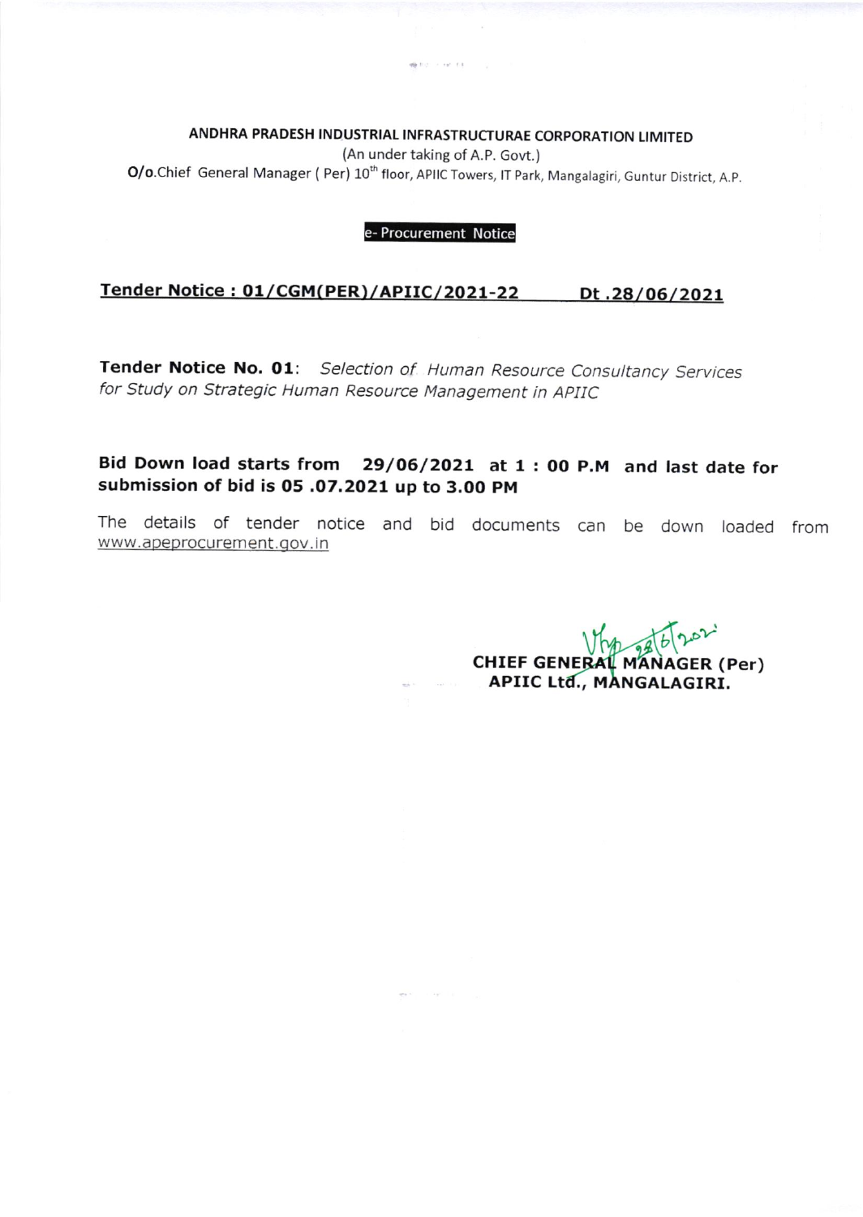**ANDHRA PRADESH INDUSTRIAL INFRASTRUCTURAE CORPORATION LIMITED**

(An under taking of A.P. Govt.)

O/o.Chief General Manager ( Per) 10th floor, APIIC Towers, IT Park, Mangalagiri, Guntur District, A.P.

**e- Procurement Notice**

**Tender Notice : 01/CGM(PER)/APIIC/2021-22 Dt .28/06/2021**

**Tender Notice No. 01**: *Selection of Human Resource Consultancy Services for Study on Strategic Human Resource Management in APIIC*

**Bid Down load starts from 29/06/2021 at 1 : 00 P.M and last date for submission of bid is 05 .07.2021 up to 3.00 PM**

The details of tender notice and bid documents can be down loaded from www.apeprocurement.gov.in

**CHIEF GENERAL MANAGER (Per)**
**APIIC Ltd., MANGALAGIRI.**